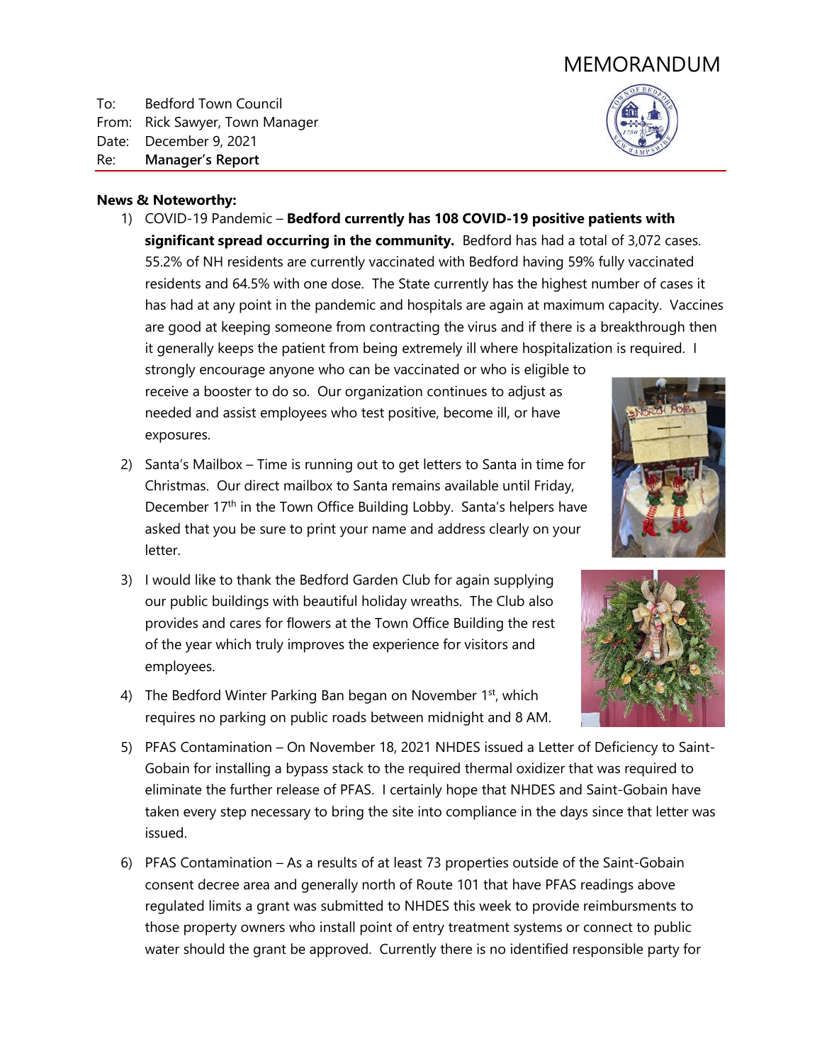# MEMORANDUM

To: Bedford Town Council
From: Rick Sawyer, Town Manager
Date: December 9, 2021
Re: **Manager's Report**

**News & Noteworthy:**

1) COVID-19 Pandemic – **Bedford currently has 108 COVID-19 positive patients with significant spread occurring in the community.** Bedford has had a total of 3,072 cases. 55.2% of NH residents are currently vaccinated with Bedford having 59% fully vaccinated residents and 64.5% with one dose. The State currently has the highest number of cases it has had at any point in the pandemic and hospitals are again at maximum capacity. Vaccines are good at keeping someone from contracting the virus and if there is a breakthrough then it generally keeps the patient from being extremely ill where hospitalization is required. I strongly encourage anyone who can be vaccinated or who is eligible to receive a booster to do so. Our organization continues to adjust as needed and assist employees who test positive, become ill, or have exposures.

2) Santa's Mailbox – Time is running out to get letters to Santa in time for Christmas. Our direct mailbox to Santa remains available until Friday, December 17th in the Town Office Building Lobby. Santa's helpers have asked that you be sure to print your name and address clearly on your letter.

3) I would like to thank the Bedford Garden Club for again supplying our public buildings with beautiful holiday wreaths. The Club also provides and cares for flowers at the Town Office Building the rest of the year which truly improves the experience for visitors and employees.

4) The Bedford Winter Parking Ban began on November 1st, which requires no parking on public roads between midnight and 8 AM.

5) PFAS Contamination – On November 18, 2021 NHDES issued a Letter of Deficiency to Saint-Gobain for installing a bypass stack to the required thermal oxidizer that was required to eliminate the further release of PFAS. I certainly hope that NHDES and Saint-Gobain have taken every step necessary to bring the site into compliance in the days since that letter was issued.

6) PFAS Contamination – As a results of at least 73 properties outside of the Saint-Gobain consent decree area and generally north of Route 101 that have PFAS readings above regulated limits a grant was submitted to NHDES this week to provide reimbursments to those property owners who install point of entry treatment systems or connect to public water should the grant be approved. Currently there is no identified responsible party for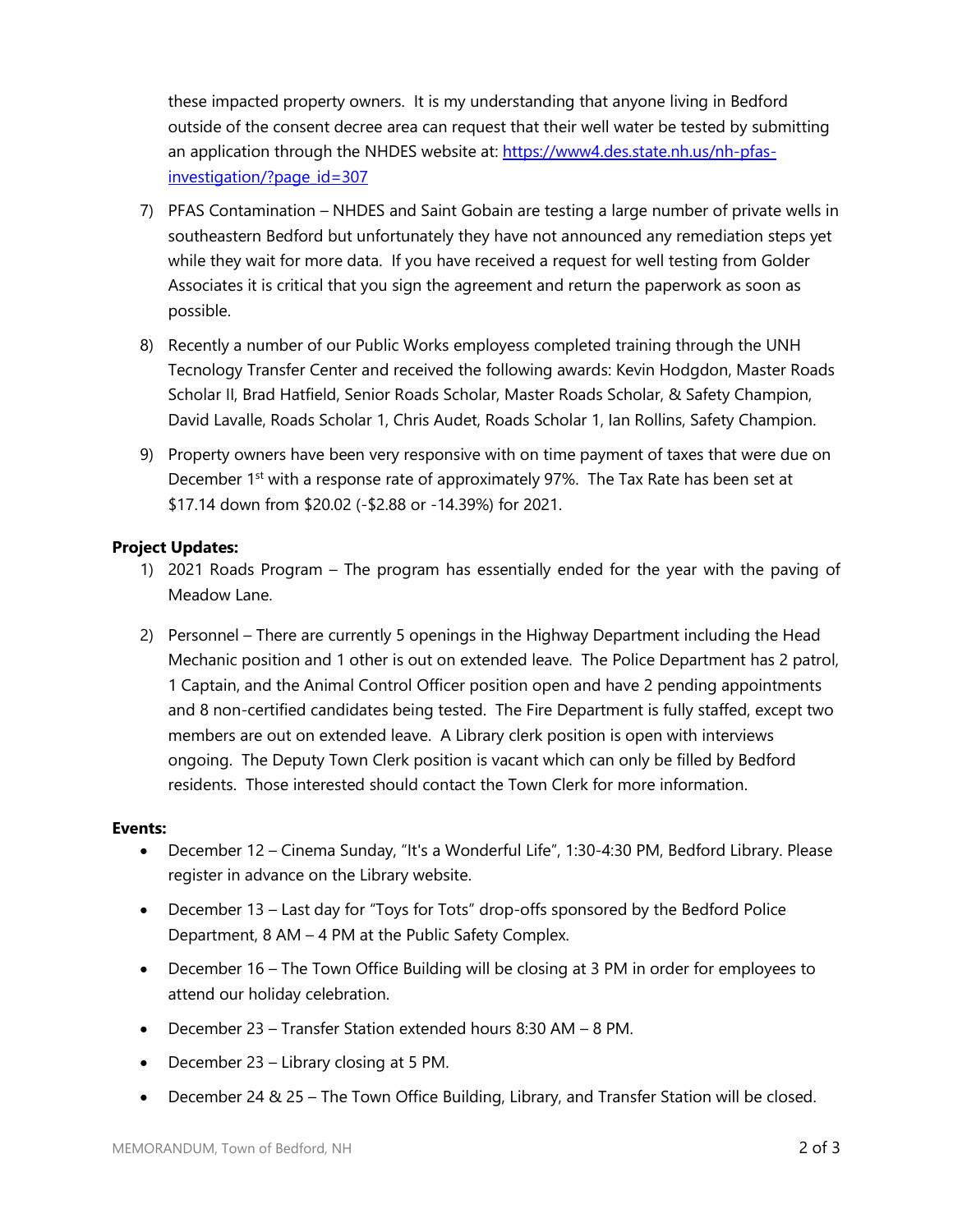these impacted property owners. It is my understanding that anyone living in Bedford outside of the consent decree area can request that their well water be tested by submitting an application through the NHDES website at: [https://www4.des.state.nh.us/nh-pfas-investigation/?page_id=307](https://www4.des.state.nh.us/nh-pfas-investigation/?page_id=307)

7) PFAS Contamination – NHDES and Saint Gobain are testing a large number of private wells in southeastern Bedford but unfortunately they have not announced any remediation steps yet while they wait for more data. If you have received a request for well testing from Golder Associates it is critical that you sign the agreement and return the paperwork as soon as possible.

8) Recently a number of our Public Works employess completed training through the UNH Tecnology Transfer Center and received the following awards: Kevin Hodgdon, Master Roads Scholar II, Brad Hatfield, Senior Roads Scholar, Master Roads Scholar, & Safety Champion, David Lavalle, Roads Scholar 1, Chris Audet, Roads Scholar 1, Ian Rollins, Safety Champion.

9) Property owners have been very responsive with on time payment of taxes that were due on December 1st with a response rate of approximately 97%. The Tax Rate has been set at $17.14 down from $20.02 (-$2.88 or -14.39%) for 2021.

**Project Updates:**

1) 2021 Roads Program – The program has essentially ended for the year with the paving of Meadow Lane.

2) Personnel – There are currently 5 openings in the Highway Department including the Head Mechanic position and 1 other is out on extended leave. The Police Department has 2 patrol, 1 Captain, and the Animal Control Officer position open and have 2 pending appointments and 8 non-certified candidates being tested. The Fire Department is fully staffed, except two members are out on extended leave. A Library clerk position is open with interviews ongoing. The Deputy Town Clerk position is vacant which can only be filled by Bedford residents. Those interested should contact the Town Clerk for more information.

**Events:**

- December 12 – Cinema Sunday, "It's a Wonderful Life", 1:30-4:30 PM, Bedford Library. Please register in advance on the Library website.
- December 13 – Last day for "Toys for Tots" drop-offs sponsored by the Bedford Police Department, 8 AM – 4 PM at the Public Safety Complex.
- December 16 – The Town Office Building will be closing at 3 PM in order for employees to attend our holiday celebration.
- December 23 – Transfer Station extended hours 8:30 AM – 8 PM.
- December 23 – Library closing at 5 PM.
- December 24 & 25 – The Town Office Building, Library, and Transfer Station will be closed.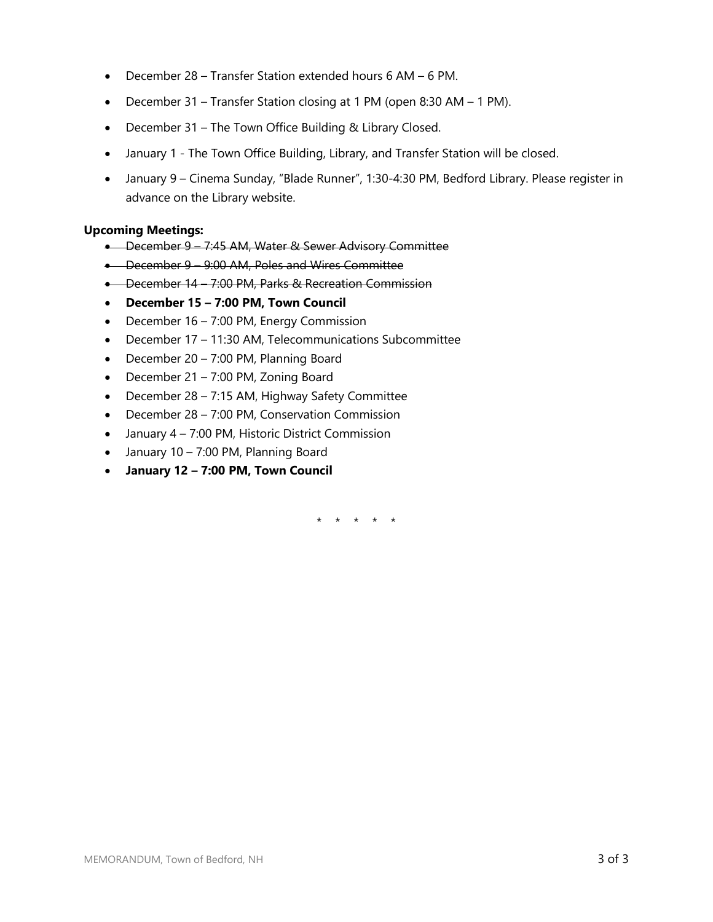- December 28 – Transfer Station extended hours 6 AM – 6 PM.
- December 31 – Transfer Station closing at 1 PM (open 8:30 AM – 1 PM).
- December 31 – The Town Office Building & Library Closed.
- January 1 - The Town Office Building, Library, and Transfer Station will be closed.
- January 9 – Cinema Sunday, "Blade Runner", 1:30-4:30 PM, Bedford Library. Please register in advance on the Library website.

**Upcoming Meetings:**

- ~~December 9 – 7:45 AM, Water & Sewer Advisory Committee~~
- ~~December 9 – 9:00 AM, Poles and Wires Committee~~
- ~~December 14 – 7:00 PM, Parks & Recreation Commission~~
- **December 15 – 7:00 PM, Town Council**
- December 16 – 7:00 PM, Energy Commission
- December 17 – 11:30 AM, Telecommunications Subcommittee
- December 20 – 7:00 PM, Planning Board
- December 21 – 7:00 PM, Zoning Board
- December 28 – 7:15 AM, Highway Safety Committee
- December 28 – 7:00 PM, Conservation Commission
- January 4 – 7:00 PM, Historic District Commission
- January 10 – 7:00 PM, Planning Board
- **January 12 – 7:00 PM, Town Council**

\* \* \* \* \*